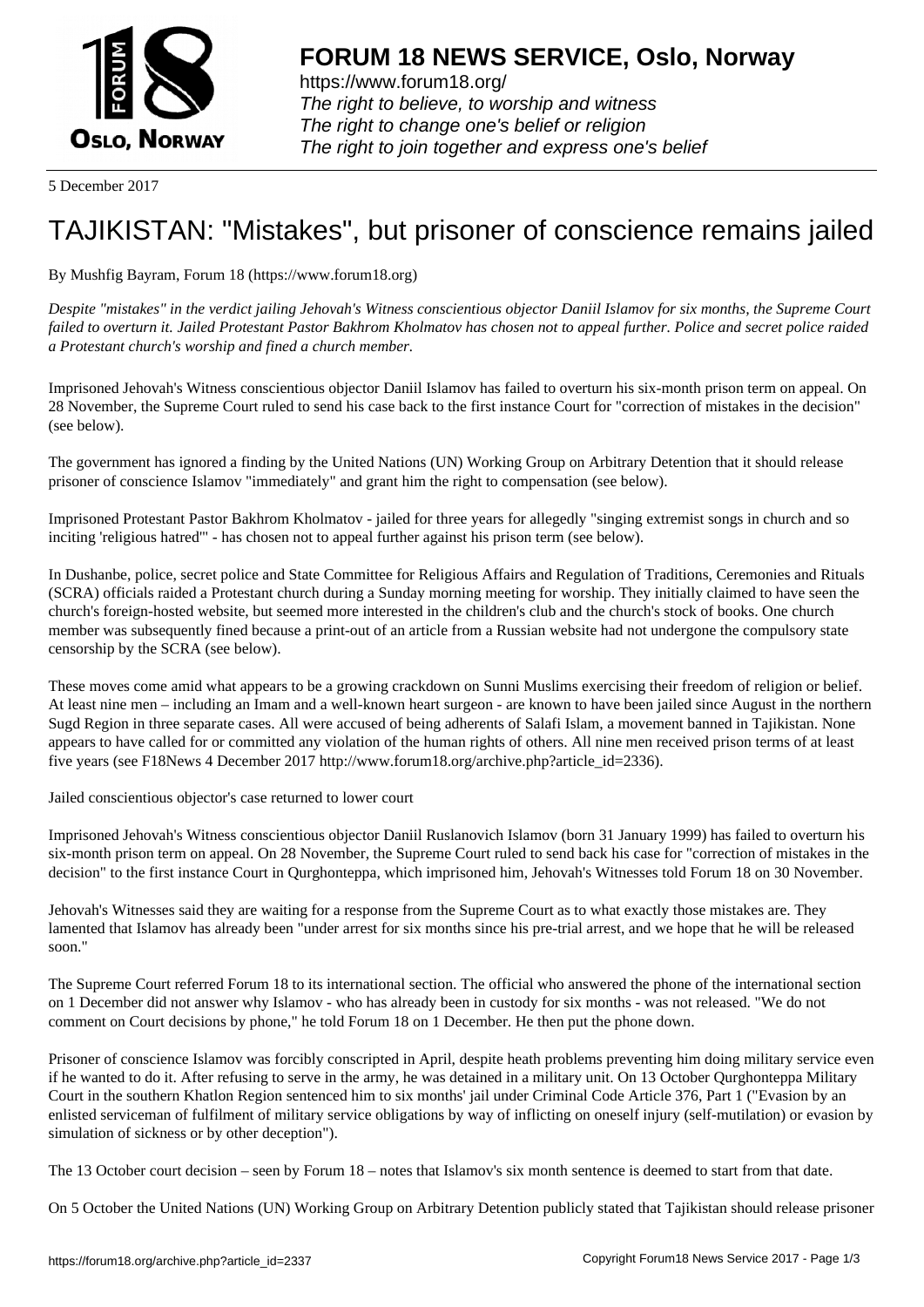**FORUM 18 NEWS SERVICE, Oslo, Norway**

https://www.forum18.org/
*The right to believe, to worship and witness*
*The right to change one's belief or religion*
*The right to join together and express one's belief*

5 December 2017

# TAJIKISTAN: "Mistakes", but prisoner of conscience remains jailed

By Mushfig Bayram, Forum 18 (https://www.forum18.org)

*Despite "mistakes" in the verdict jailing Jehovah's Witness conscientious objector Daniil Islamov for six months, the Supreme Court failed to overturn it. Jailed Protestant Pastor Bakhrom Kholmatov has chosen not to appeal further. Police and secret police raided a Protestant church's worship and fined a church member.*

Imprisoned Jehovah's Witness conscientious objector Daniil Islamov has failed to overturn his six-month prison term on appeal. On 28 November, the Supreme Court ruled to send his case back to the first instance Court for "correction of mistakes in the decision" (see below).

The government has ignored a finding by the United Nations (UN) Working Group on Arbitrary Detention that it should release prisoner of conscience Islamov "immediately" and grant him the right to compensation (see below).

Imprisoned Protestant Pastor Bakhrom Kholmatov - jailed for three years for allegedly "singing extremist songs in church and so inciting 'religious hatred'" - has chosen not to appeal further against his prison term (see below).

In Dushanbe, police, secret police and State Committee for Religious Affairs and Regulation of Traditions, Ceremonies and Rituals (SCRA) officials raided a Protestant church during a Sunday morning meeting for worship. They initially claimed to have seen the church's foreign-hosted website, but seemed more interested in the children's club and the church's stock of books. One church member was subsequently fined because a print-out of an article from a Russian website had not undergone the compulsory state censorship by the SCRA (see below).

These moves come amid what appears to be a growing crackdown on Sunni Muslims exercising their freedom of religion or belief. At least nine men – including an Imam and a well-known heart surgeon - are known to have been jailed since August in the northern Sugd Region in three separate cases. All were accused of being adherents of Salafi Islam, a movement banned in Tajikistan. None appears to have called for or committed any violation of the human rights of others. All nine men received prison terms of at least five years (see F18News 4 December 2017 http://www.forum18.org/archive.php?article_id=2336).

## Jailed conscientious objector's case returned to lower court

Imprisoned Jehovah's Witness conscientious objector Daniil Ruslanovich Islamov (born 31 January 1999) has failed to overturn his six-month prison term on appeal. On 28 November, the Supreme Court ruled to send back his case for "correction of mistakes in the decision" to the first instance Court in Qurghonteppa, which imprisoned him, Jehovah's Witnesses told Forum 18 on 30 November.

Jehovah's Witnesses said they are waiting for a response from the Supreme Court as to what exactly those mistakes are. They lamented that Islamov has already been "under arrest for six months since his pre-trial arrest, and we hope that he will be released soon."

The Supreme Court referred Forum 18 to its international section. The official who answered the phone of the international section on 1 December did not answer why Islamov - who has already been in custody for six months - was not released. "We do not comment on Court decisions by phone," he told Forum 18 on 1 December. He then put the phone down.

Prisoner of conscience Islamov was forcibly conscripted in April, despite heath problems preventing him doing military service even if he wanted to do it. After refusing to serve in the army, he was detained in a military unit. On 13 October Qurghonteppa Military Court in the southern Khatlon Region sentenced him to six months' jail under Criminal Code Article 376, Part 1 ("Evasion by an enlisted serviceman of fulfilment of military service obligations by way of inflicting on oneself injury (self-mutilation) or evasion by simulation of sickness or by other deception").

The 13 October court decision – seen by Forum 18 – notes that Islamov's six month sentence is deemed to start from that date.

On 5 October the United Nations (UN) Working Group on Arbitrary Detention publicly stated that Tajikistan should release prisoner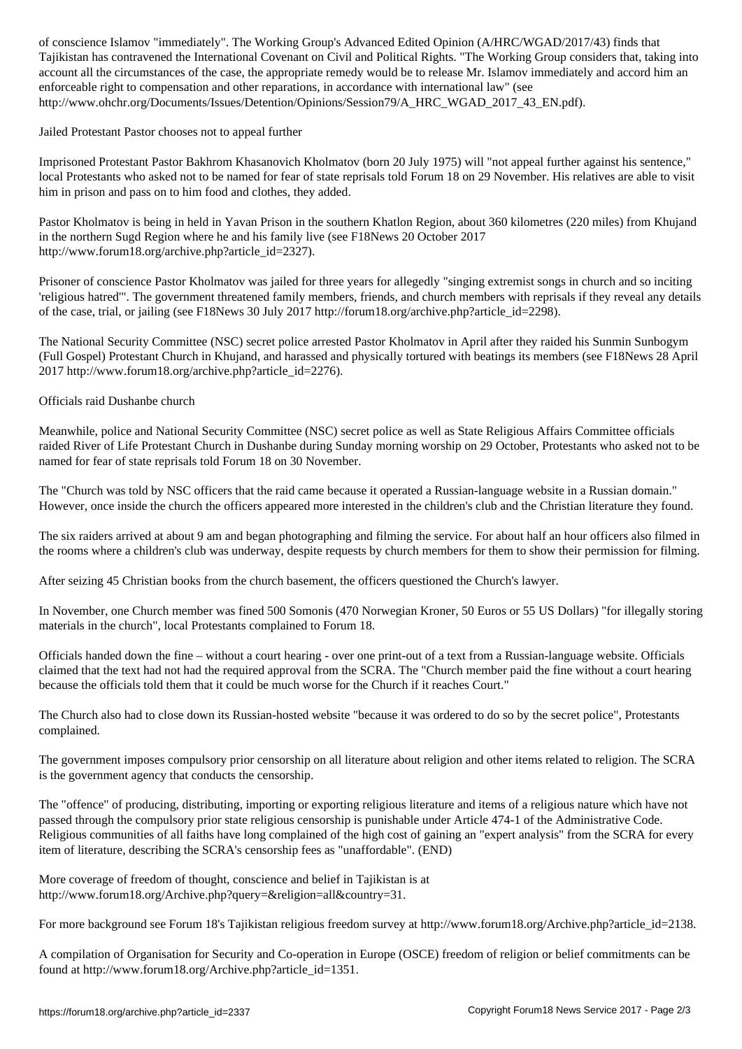of conscience Islamov "immediately". The Working Group's Advanced Edited Opinion (A/HRC/WGAD/2017/43) finds that Tajikistan has contravened the International Covenant on Civil and Political Rights. "The Working Group considers that, taking into account all the circumstances of the case, the appropriate remedy would be to release Mr. Islamov immediately and accord him an enforceable right to compensation and other reparations, in accordance with international law" (see http://www.ohchr.org/Documents/Issues/Detention/Opinions/Session79/A_HRC_WGAD_2017_43_EN.pdf).

## Jailed Protestant Pastor chooses not to appeal further

Imprisoned Protestant Pastor Bakhrom Khasanovich Kholmatov (born 20 July 1975) will "not appeal further against his sentence," local Protestants who asked not to be named for fear of state reprisals told Forum 18 on 29 November. His relatives are able to visit him in prison and pass on to him food and clothes, they added.

Pastor Kholmatov is being in held in Yavan Prison in the southern Khatlon Region, about 360 kilometres (220 miles) from Khujand in the northern Sugd Region where he and his family live (see F18News 20 October 2017 http://www.forum18.org/archive.php?article_id=2327).

Prisoner of conscience Pastor Kholmatov was jailed for three years for allegedly "singing extremist songs in church and so inciting 'religious hatred'". The government threatened family members, friends, and church members with reprisals if they reveal any details of the case, trial, or jailing (see F18News 30 July 2017 http://forum18.org/archive.php?article_id=2298).

The National Security Committee (NSC) secret police arrested Pastor Kholmatov in April after they raided his Sunmin Sunbogym (Full Gospel) Protestant Church in Khujand, and harassed and physically tortured with beatings its members (see F18News 28 April 2017 http://www.forum18.org/archive.php?article_id=2276).

## Officials raid Dushanbe church

Meanwhile, police and National Security Committee (NSC) secret police as well as State Religious Affairs Committee officials raided River of Life Protestant Church in Dushanbe during Sunday morning worship on 29 October, Protestants who asked not to be named for fear of state reprisals told Forum 18 on 30 November.

The "Church was told by NSC officers that the raid came because it operated a Russian-language website in a Russian domain." However, once inside the church the officers appeared more interested in the children's club and the Christian literature they found.

The six raiders arrived at about 9 am and began photographing and filming the service. For about half an hour officers also filmed in the rooms where a children's club was underway, despite requests by church members for them to show their permission for filming.

After seizing 45 Christian books from the church basement, the officers questioned the Church's lawyer.

In November, one Church member was fined 500 Somonis (470 Norwegian Kroner, 50 Euros or 55 US Dollars) "for illegally storing materials in the church", local Protestants complained to Forum 18.

Officials handed down the fine – without a court hearing - over one print-out of a text from a Russian-language website. Officials claimed that the text had not had the required approval from the SCRA. The "Church member paid the fine without a court hearing because the officials told them that it could be much worse for the Church if it reaches Court."

The Church also had to close down its Russian-hosted website "because it was ordered to do so by the secret police", Protestants complained.

The government imposes compulsory prior censorship on all literature about religion and other items related to religion. The SCRA is the government agency that conducts the censorship.

The "offence" of producing, distributing, importing or exporting religious literature and items of a religious nature which have not passed through the compulsory prior state religious censorship is punishable under Article 474-1 of the Administrative Code. Religious communities of all faiths have long complained of the high cost of gaining an "expert analysis" from the SCRA for every item of literature, describing the SCRA's censorship fees as "unaffordable". (END)

More coverage of freedom of thought, conscience and belief in Tajikistan is at http://www.forum18.org/Archive.php?query=&religion=all&country=31.

For more background see Forum 18's Tajikistan religious freedom survey at http://www.forum18.org/Archive.php?article_id=2138.

A compilation of Organisation for Security and Co-operation in Europe (OSCE) freedom of religion or belief commitments can be found at http://www.forum18.org/Archive.php?article_id=1351.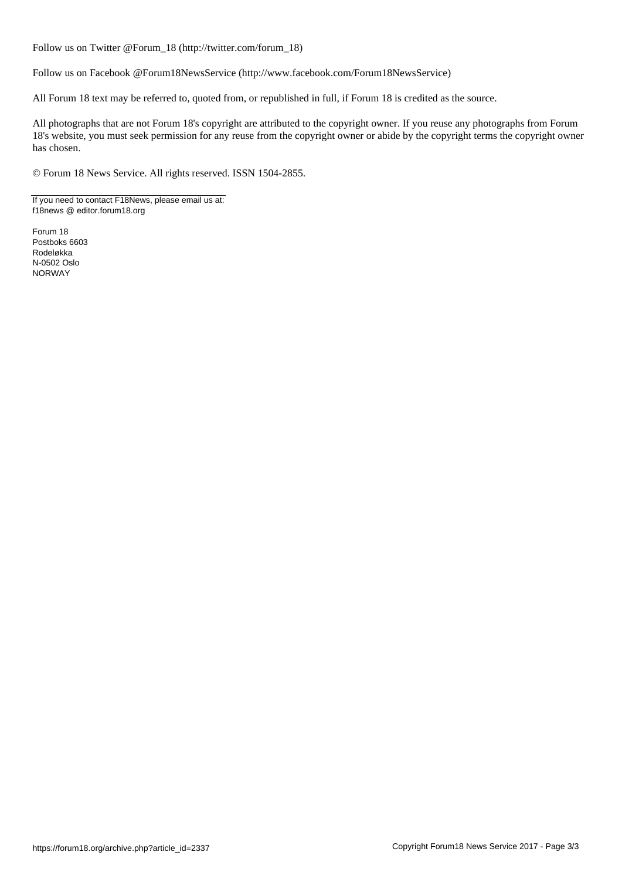Follow us on Twitter @Forum_18 (http://twitter.com/forum_18)

Follow us on Facebook @Forum18NewsService (http://www.facebook.com/Forum18NewsService)

All Forum 18 text may be referred to, quoted from, or republished in full, if Forum 18 is credited as the source.

All photographs that are not Forum 18's copyright are attributed to the copyright owner. If you reuse any photographs from Forum 18's website, you must seek permission for any reuse from the copyright owner or abide by the copyright terms the copyright owner has chosen.

© Forum 18 News Service. All rights reserved. ISSN 1504-2855.

---

If you need to contact F18News, please email us at:
f18news @ editor.forum18.org

Forum 18
Postboks 6603
Rodeløkka
N-0502 Oslo
NORWAY